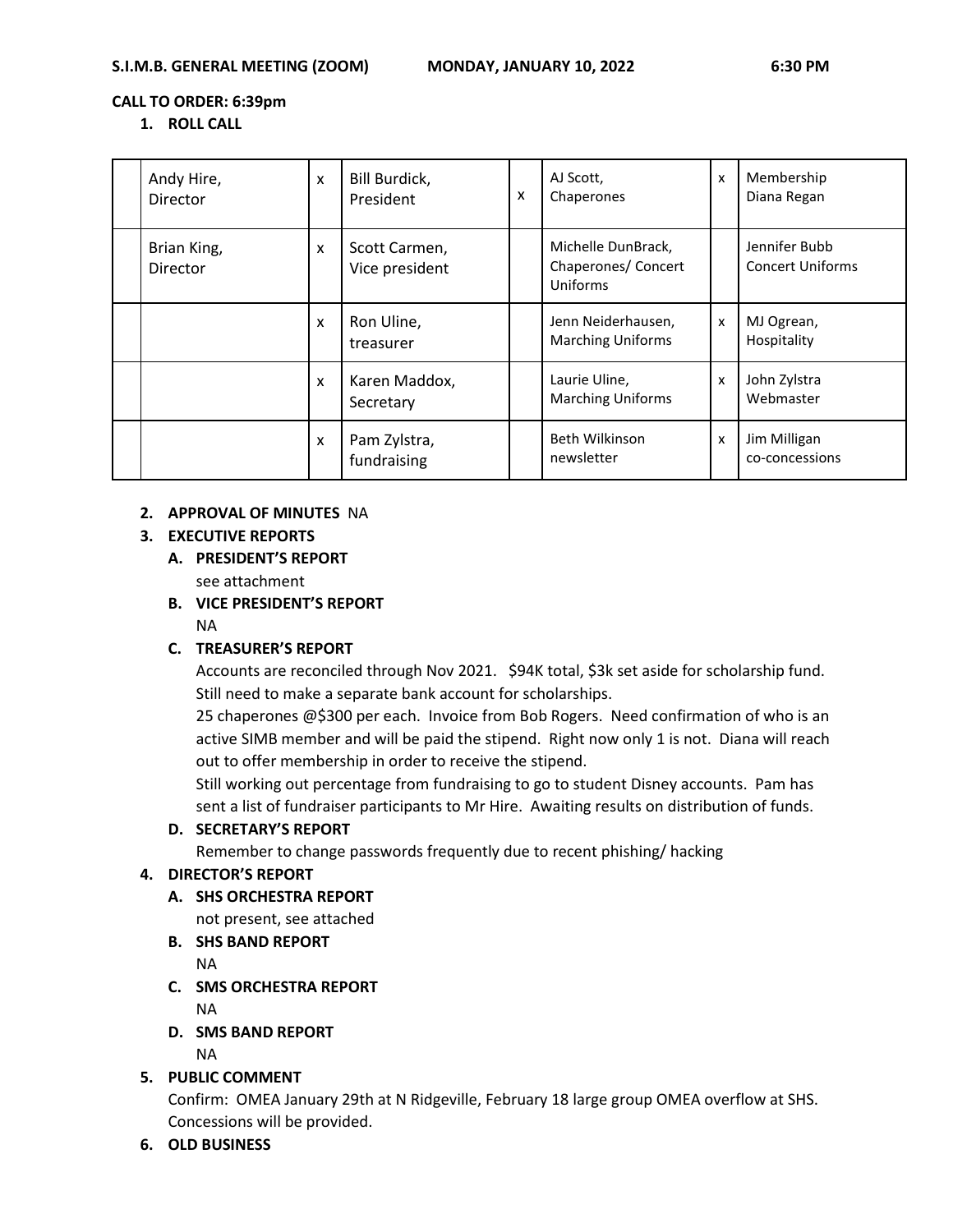**S.I.M.B. GENERAL MEETING (ZOOM)  MONDAY, JANUARY 10, 2022  6:30 PM**

**CALL TO ORDER: 6:39pm**

1. **ROLL CALL**

| | | | | | | | |
|---|---|---|---|---|---|---|---|
| | Andy Hire, Director | x | Bill Burdick, President | x | AJ Scott, Chaperones | x | Membership Diana Regan |
| | Brian King, Director | x | Scott Carmen, Vice president | | Michelle DunBrack, Chaperones/ Concert Uniforms | | Jennifer Bubb Concert Uniforms |
| | | x | Ron Uline, treasurer | | Jenn Neiderhausen, Marching Uniforms | x | MJ Ogrean, Hospitality |
| | | x | Karen Maddox, Secretary | | Laurie Uline, Marching Uniforms | x | John Zylstra Webmaster |
| | | x | Pam Zylstra, fundraising | | Beth Wilkinson newsletter | x | Jim Milligan co-concessions |

2. **APPROVAL OF MINUTES** NA
3. **EXECUTIVE REPORTS**
   - **A. PRESIDENT'S REPORT**
     see attachment
   - **B. VICE PRESIDENT'S REPORT**
     NA
   - **C. TREASURER'S REPORT**
     Accounts are reconciled through Nov 2021. $94K total, $3k set aside for scholarship fund. Still need to make a separate bank account for scholarships.
     25 chaperones @$300 per each. Invoice from Bob Rogers. Need confirmation of who is an active SIMB member and will be paid the stipend. Right now only 1 is not. Diana will reach out to offer membership in order to receive the stipend.
     Still working out percentage from fundraising to go to student Disney accounts. Pam has sent a list of fundraiser participants to Mr Hire. Awaiting results on distribution of funds.
   - **D. SECRETARY'S REPORT**
     Remember to change passwords frequently due to recent phishing/ hacking
4. **DIRECTOR'S REPORT**
   - **A. SHS ORCHESTRA REPORT**
     not present, see attached
   - **B. SHS BAND REPORT**
     NA
   - **C. SMS ORCHESTRA REPORT**
     NA
   - **D. SMS BAND REPORT**
     NA
5. **PUBLIC COMMENT**
   Confirm: OMEA January 29th at N Ridgeville, February 18 large group OMEA overflow at SHS. Concessions will be provided.
6. **OLD BUSINESS**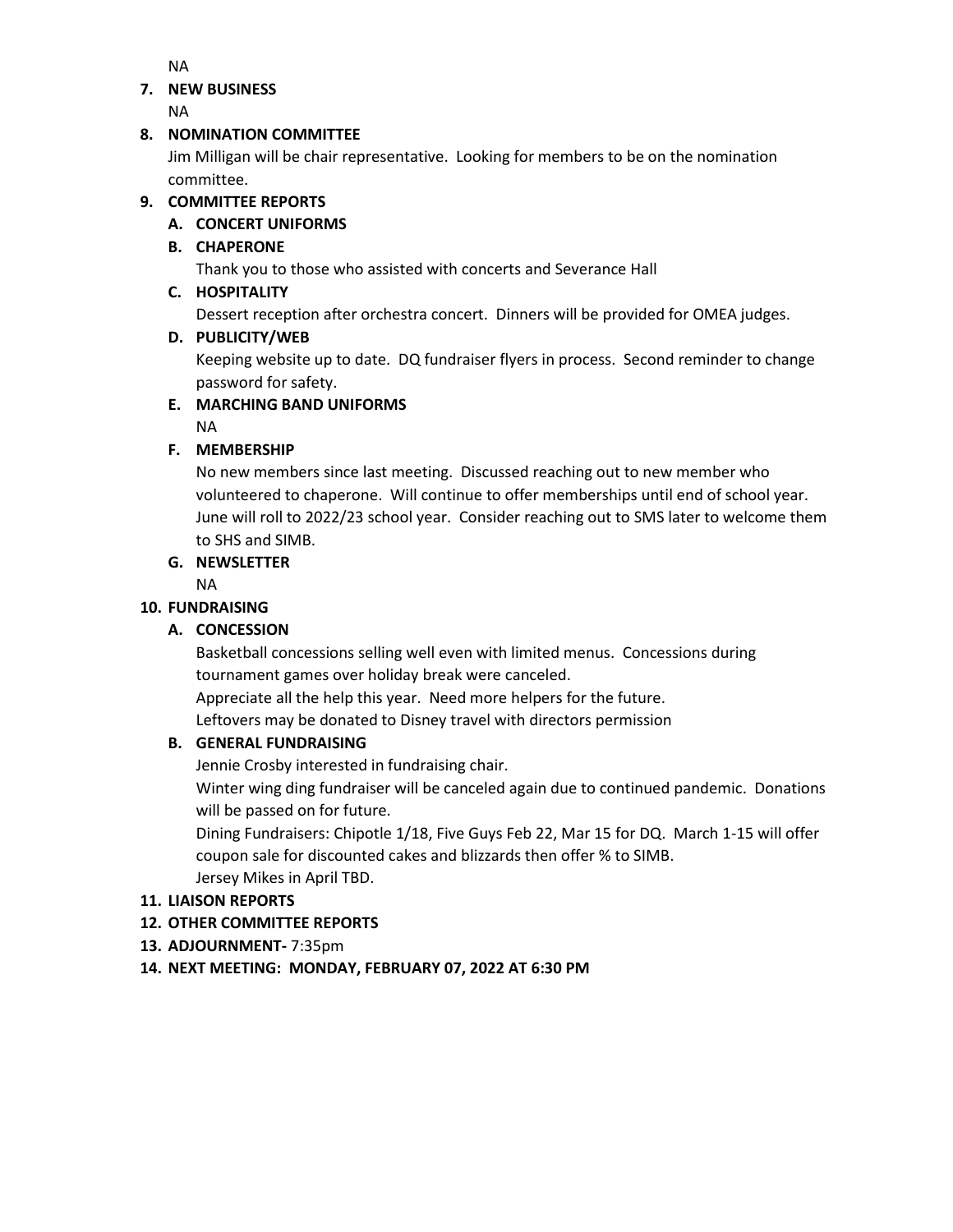NA

**7. NEW BUSINESS**

NA

**8. NOMINATION COMMITTEE**

Jim Milligan will be chair representative. Looking for members to be on the nomination committee.

**9. COMMITTEE REPORTS**

**A. CONCERT UNIFORMS**

**B. CHAPERONE**

Thank you to those who assisted with concerts and Severance Hall

**C. HOSPITALITY**

Dessert reception after orchestra concert. Dinners will be provided for OMEA judges.

**D. PUBLICITY/WEB**

Keeping website up to date. DQ fundraiser flyers in process. Second reminder to change password for safety.

**E. MARCHING BAND UNIFORMS**

NA

**F. MEMBERSHIP**

No new members since last meeting. Discussed reaching out to new member who volunteered to chaperone. Will continue to offer memberships until end of school year. June will roll to 2022/23 school year. Consider reaching out to SMS later to welcome them to SHS and SIMB.

**G. NEWSLETTER**

NA

**10. FUNDRAISING**

**A. CONCESSION**

Basketball concessions selling well even with limited menus. Concessions during tournament games over holiday break were canceled.

Appreciate all the help this year. Need more helpers for the future.

Leftovers may be donated to Disney travel with directors permission

**B. GENERAL FUNDRAISING**

Jennie Crosby interested in fundraising chair.

Winter wing ding fundraiser will be canceled again due to continued pandemic. Donations will be passed on for future.

Dining Fundraisers: Chipotle 1/18, Five Guys Feb 22, Mar 15 for DQ. March 1-15 will offer coupon sale for discounted cakes and blizzards then offer % to SIMB.

Jersey Mikes in April TBD.

**11. LIAISON REPORTS**

**12. OTHER COMMITTEE REPORTS**

**13. ADJOURNMENT-** 7:35pm

**14. NEXT MEETING: MONDAY, FEBRUARY 07, 2022 AT 6:30 PM**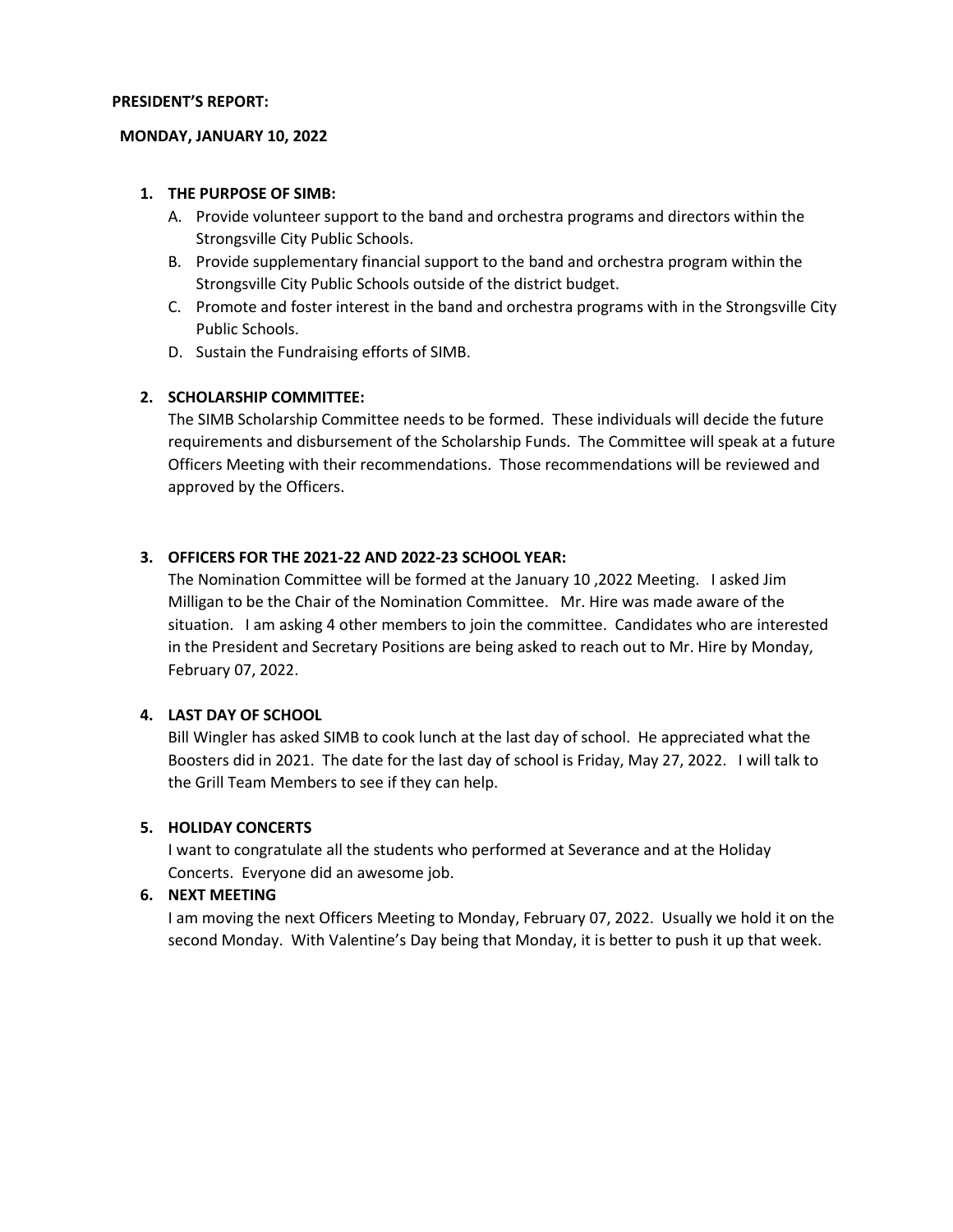**PRESIDENT'S REPORT:**

**MONDAY, JANUARY 10, 2022**

1. **THE PURPOSE OF SIMB:**
   - A. Provide volunteer support to the band and orchestra programs and directors within the Strongsville City Public Schools.
   - B. Provide supplementary financial support to the band and orchestra program within the Strongsville City Public Schools outside of the district budget.
   - C. Promote and foster interest in the band and orchestra programs with in the Strongsville City Public Schools.
   - D. Sustain the Fundraising efforts of SIMB.

2. **SCHOLARSHIP COMMITTEE:**
   The SIMB Scholarship Committee needs to be formed. These individuals will decide the future requirements and disbursement of the Scholarship Funds. The Committee will speak at a future Officers Meeting with their recommendations. Those recommendations will be reviewed and approved by the Officers.

3. **OFFICERS FOR THE 2021-22 AND 2022-23 SCHOOL YEAR:**
   The Nomination Committee will be formed at the January 10 ,2022 Meeting. I asked Jim Milligan to be the Chair of the Nomination Committee. Mr. Hire was made aware of the situation. I am asking 4 other members to join the committee. Candidates who are interested in the President and Secretary Positions are being asked to reach out to Mr. Hire by Monday, February 07, 2022.

4. **LAST DAY OF SCHOOL**
   Bill Wingler has asked SIMB to cook lunch at the last day of school. He appreciated what the Boosters did in 2021. The date for the last day of school is Friday, May 27, 2022. I will talk to the Grill Team Members to see if they can help.

5. **HOLIDAY CONCERTS**
   I want to congratulate all the students who performed at Severance and at the Holiday Concerts. Everyone did an awesome job.

6. **NEXT MEETING**
   I am moving the next Officers Meeting to Monday, February 07, 2022. Usually we hold it on the second Monday. With Valentine's Day being that Monday, it is better to push it up that week.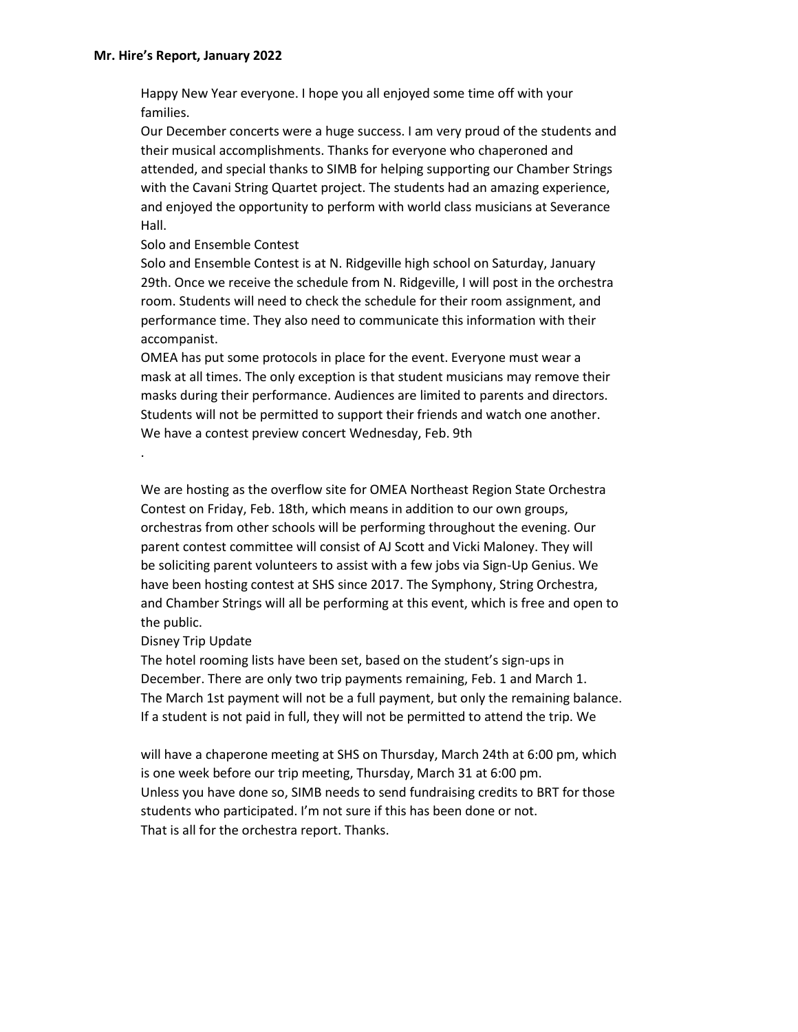**Mr. Hire's Report, January 2022**

Happy New Year everyone. I hope you all enjoyed some time off with your families.

Our December concerts were a huge success. I am very proud of the students and their musical accomplishments. Thanks for everyone who chaperoned and attended, and special thanks to SIMB for helping supporting our Chamber Strings with the Cavani String Quartet project. The students had an amazing experience, and enjoyed the opportunity to perform with world class musicians at Severance Hall.

Solo and Ensemble Contest

Solo and Ensemble Contest is at N. Ridgeville high school on Saturday, January 29th. Once we receive the schedule from N. Ridgeville, I will post in the orchestra room. Students will need to check the schedule for their room assignment, and performance time. They also need to communicate this information with their accompanist.

OMEA has put some protocols in place for the event. Everyone must wear a mask at all times. The only exception is that student musicians may remove their masks during their performance. Audiences are limited to parents and directors. Students will not be permitted to support their friends and watch one another. We have a contest preview concert Wednesday, Feb. 9th

.

We are hosting as the overflow site for OMEA Northeast Region State Orchestra Contest on Friday, Feb. 18th, which means in addition to our own groups, orchestras from other schools will be performing throughout the evening. Our parent contest committee will consist of AJ Scott and Vicki Maloney. They will be soliciting parent volunteers to assist with a few jobs via Sign-Up Genius. We have been hosting contest at SHS since 2017. The Symphony, String Orchestra, and Chamber Strings will all be performing at this event, which is free and open to the public.

Disney Trip Update

The hotel rooming lists have been set, based on the student's sign-ups in December. There are only two trip payments remaining, Feb. 1 and March 1. The March 1st payment will not be a full payment, but only the remaining balance. If a student is not paid in full, they will not be permitted to attend the trip. We will have a chaperone meeting at SHS on Thursday, March 24th at 6:00 pm, which is one week before our trip meeting, Thursday, March 31 at 6:00 pm.

Unless you have done so, SIMB needs to send fundraising credits to BRT for those students who participated. I'm not sure if this has been done or not.

That is all for the orchestra report. Thanks.